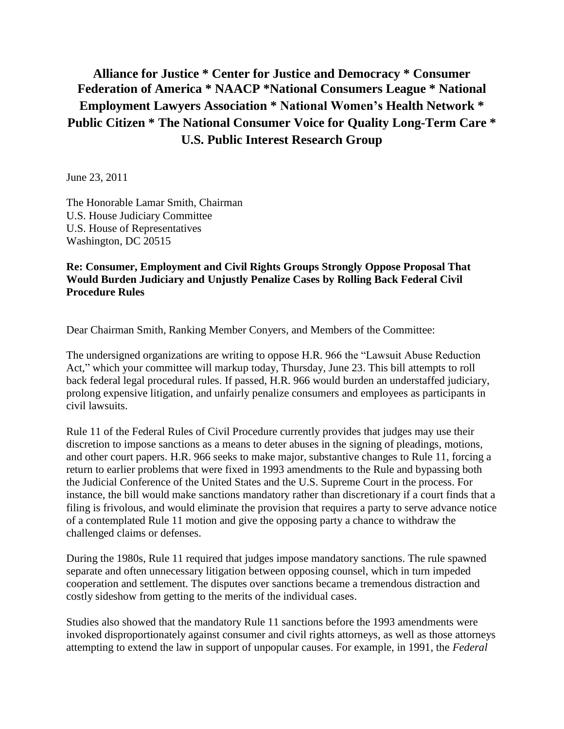**Alliance for Justice * Center for Justice and Democracy * Consumer Federation of America * NAACP *National Consumers League * National Employment Lawyers Association * National Women's Health Network * Public Citizen * The National Consumer Voice for Quality Long-Term Care * U.S. Public Interest Research Group**

June 23, 2011

The Honorable Lamar Smith, Chairman
U.S. House Judiciary Committee
U.S. House of Representatives
Washington, DC 20515

**Re: Consumer, Employment and Civil Rights Groups Strongly Oppose Proposal That Would Burden Judiciary and Unjustly Penalize Cases by Rolling Back Federal Civil Procedure Rules**

Dear Chairman Smith, Ranking Member Conyers, and Members of the Committee:

The undersigned organizations are writing to oppose H.R. 966 the "Lawsuit Abuse Reduction Act," which your committee will markup today, Thursday, June 23. This bill attempts to roll back federal legal procedural rules. If passed, H.R. 966 would burden an understaffed judiciary, prolong expensive litigation, and unfairly penalize consumers and employees as participants in civil lawsuits.

Rule 11 of the Federal Rules of Civil Procedure currently provides that judges may use their discretion to impose sanctions as a means to deter abuses in the signing of pleadings, motions, and other court papers. H.R. 966 seeks to make major, substantive changes to Rule 11, forcing a return to earlier problems that were fixed in 1993 amendments to the Rule and bypassing both the Judicial Conference of the United States and the U.S. Supreme Court in the process. For instance, the bill would make sanctions mandatory rather than discretionary if a court finds that a filing is frivolous, and would eliminate the provision that requires a party to serve advance notice of a contemplated Rule 11 motion and give the opposing party a chance to withdraw the challenged claims or defenses.

During the 1980s, Rule 11 required that judges impose mandatory sanctions. The rule spawned separate and often unnecessary litigation between opposing counsel, which in turn impeded cooperation and settlement. The disputes over sanctions became a tremendous distraction and costly sideshow from getting to the merits of the individual cases.

Studies also showed that the mandatory Rule 11 sanctions before the 1993 amendments were invoked disproportionately against consumer and civil rights attorneys, as well as those attorneys attempting to extend the law in support of unpopular causes. For example, in 1991, the *Federal*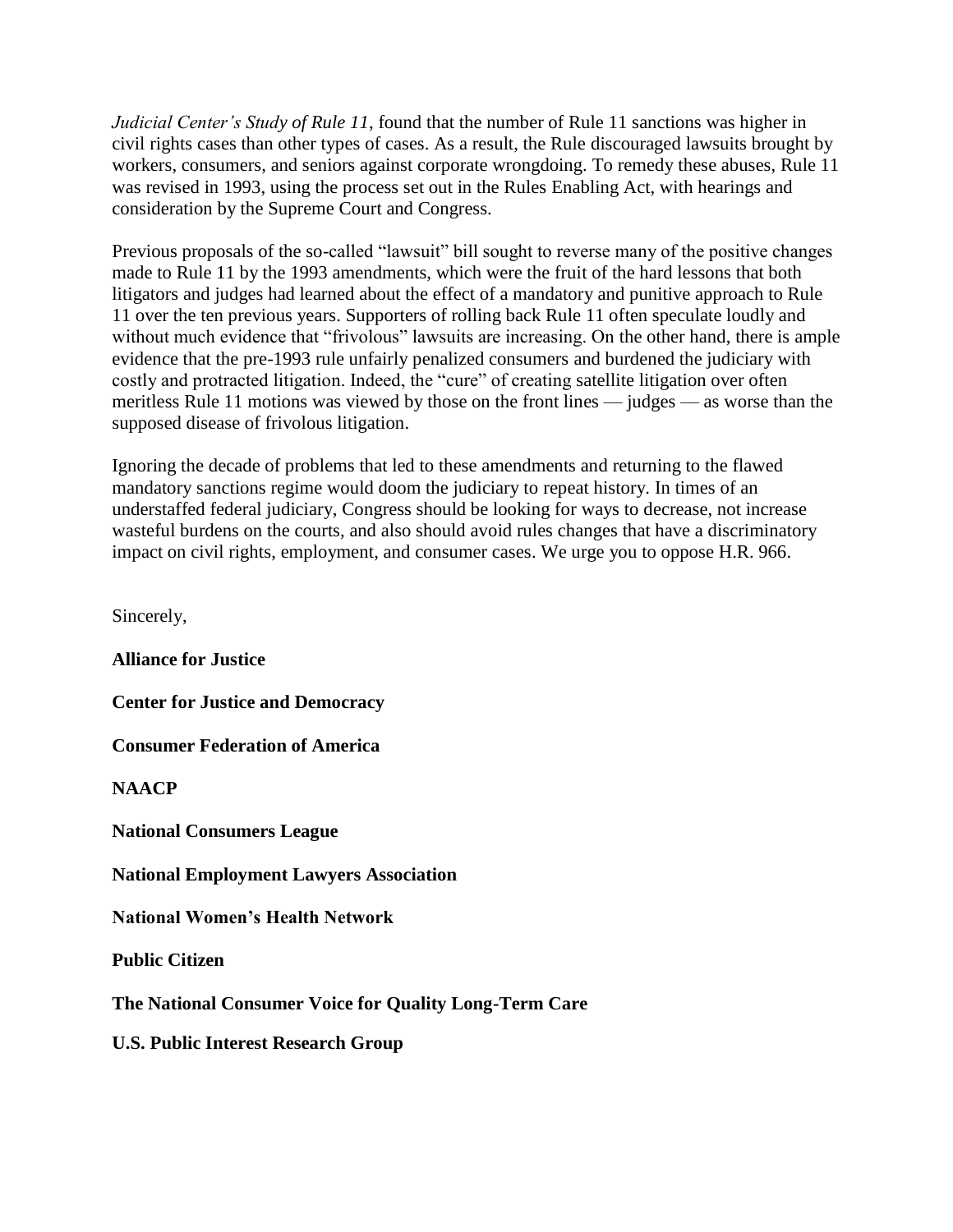*Judicial Center's Study of Rule 11*, found that the number of Rule 11 sanctions was higher in civil rights cases than other types of cases. As a result, the Rule discouraged lawsuits brought by workers, consumers, and seniors against corporate wrongdoing. To remedy these abuses, Rule 11 was revised in 1993, using the process set out in the Rules Enabling Act, with hearings and consideration by the Supreme Court and Congress.

Previous proposals of the so-called "lawsuit" bill sought to reverse many of the positive changes made to Rule 11 by the 1993 amendments, which were the fruit of the hard lessons that both litigators and judges had learned about the effect of a mandatory and punitive approach to Rule 11 over the ten previous years. Supporters of rolling back Rule 11 often speculate loudly and without much evidence that "frivolous" lawsuits are increasing. On the other hand, there is ample evidence that the pre-1993 rule unfairly penalized consumers and burdened the judiciary with costly and protracted litigation. Indeed, the "cure" of creating satellite litigation over often meritless Rule 11 motions was viewed by those on the front lines — judges — as worse than the supposed disease of frivolous litigation.

Ignoring the decade of problems that led to these amendments and returning to the flawed mandatory sanctions regime would doom the judiciary to repeat history. In times of an understaffed federal judiciary, Congress should be looking for ways to decrease, not increase wasteful burdens on the courts, and also should avoid rules changes that have a discriminatory impact on civil rights, employment, and consumer cases. We urge you to oppose H.R. 966.

Sincerely,

**Alliance for Justice**

**Center for Justice and Democracy**

**Consumer Federation of America**

**NAACP**

**National Consumers League**

**National Employment Lawyers Association**

**National Women's Health Network**

**Public Citizen**

**The National Consumer Voice for Quality Long-Term Care**

**U.S. Public Interest Research Group**